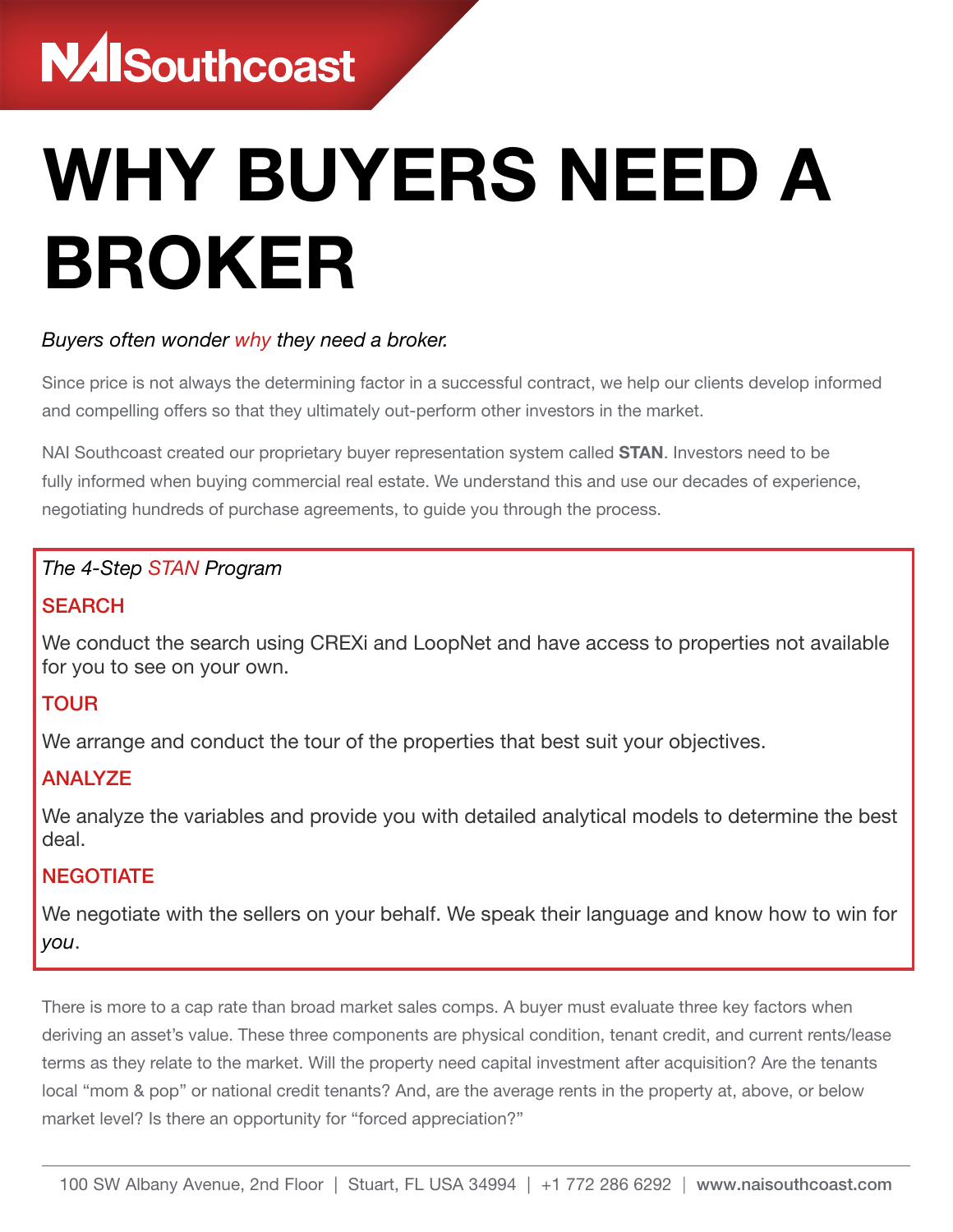NAI Southcoast

# WHY BUYERS NEED A BROKER

*Buyers often wonder why they need a broker.*

Since price is not always the determining factor in a successful contract, we help our clients develop informed and compelling offers so that they ultimately out-perform other investors in the market.

NAI Southcoast created our proprietary buyer representation system called **STAN**. Investors need to be fully informed when buying commercial real estate. We understand this and use our decades of experience, negotiating hundreds of purchase agreements, to guide you through the process.

*The 4-Step STAN Program*

### SEARCH

We conduct the search using CREXi and LoopNet and have access to properties not available for you to see on your own.

### TOUR

We arrange and conduct the tour of the properties that best suit your objectives.

### ANALYZE

We analyze the variables and provide you with detailed analytical models to determine the best deal.

### NEGOTIATE

We negotiate with the sellers on your behalf. We speak their language and know how to win for *you*.

There is more to a cap rate than broad market sales comps. A buyer must evaluate three key factors when deriving an asset's value. These three components are physical condition, tenant credit, and current rents/lease terms as they relate to the market. Will the property need capital investment after acquisition? Are the tenants local "mom & pop" or national credit tenants? And, are the average rents in the property at, above, or below market level? Is there an opportunity for "forced appreciation?"

100 SW Albany Avenue, 2nd Floor | Stuart, FL USA 34994 | +1 772 286 6292 | **www.naisouthcoast.com**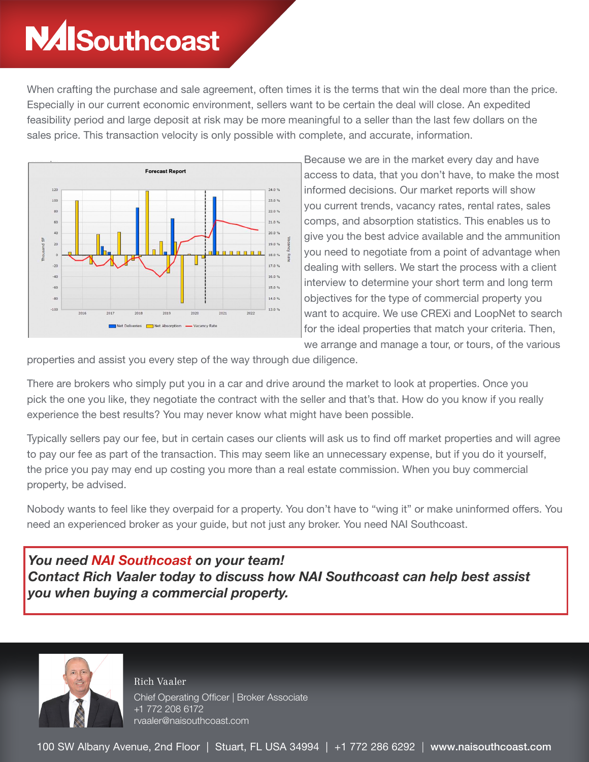When crafting the purchase and sale agreement, often times it is the terms that win the deal more than the price. Especially in our current economic environment, sellers want to be certain the deal will close. An expedited feasibility period and large deposit at risk may be more meaningful to a seller than the last few dollars on the sales price. This transaction velocity is only possible with complete, and accurate, information.

Forecast Report

120
100
80
60
40
20
0
-20
-40
-60
-80
-100

Thousand SF

24.0 %
23.0 %
22.0 %
21.0 %
20.0 %
19.0 %
18.0 %
17.0 %
16.0 %
15.0 %
14.0 %
13.0 %

Vacancy Rate

2016
2017
2018
2019
2020
2021
2022

Net Deliveries
Net Absorption
Vacancy Rate

Because we are in the market every day and have access to data, that you don't have, to make the most informed decisions. Our market reports will show you current trends, vacancy rates, rental rates, sales comps, and absorption statistics. This enables us to give you the best advice available and the ammunition you need to negotiate from a point of advantage when dealing with sellers. We start the process with a client interview to determine your short term and long term objectives for the type of commercial property you want to acquire. We use CREXi and LoopNet to search for the ideal properties that match your criteria. Then, we arrange and manage a tour, or tours, of the various properties and assist you every step of the way through due diligence.

There are brokers who simply put you in a car and drive around the market to look at properties. Once you pick the one you like, they negotiate the contract with the seller and that's that. How do you know if you really experience the best results? You may never know what might have been possible.

Typically sellers pay our fee, but in certain cases our clients will ask us to find off market properties and will agree to pay our fee as part of the transaction. This may seem like an unnecessary expense, but if you do it yourself, the price you pay may end up costing you more than a real estate commission. When you buy commercial property, be advised.

Nobody wants to feel like they overpaid for a property. You don't have to "wing it" or make uninformed offers. You need an experienced broker as your guide, but not just any broker. You need NAI Southcoast.

***You need NAI Southcoast on your team!***
***Contact Rich Vaaler today to discuss how NAI Southcoast can help best assist you when buying a commercial property.***

Rich Vaaler
Chief Operating Officer | Broker Associate
+1 772 208 6172
rvaaler@naisouthcoast.com

100 SW Albany Avenue, 2nd Floor | Stuart, FL USA 34994 | +1 772 286 6292 | www.naisouthcoast.com